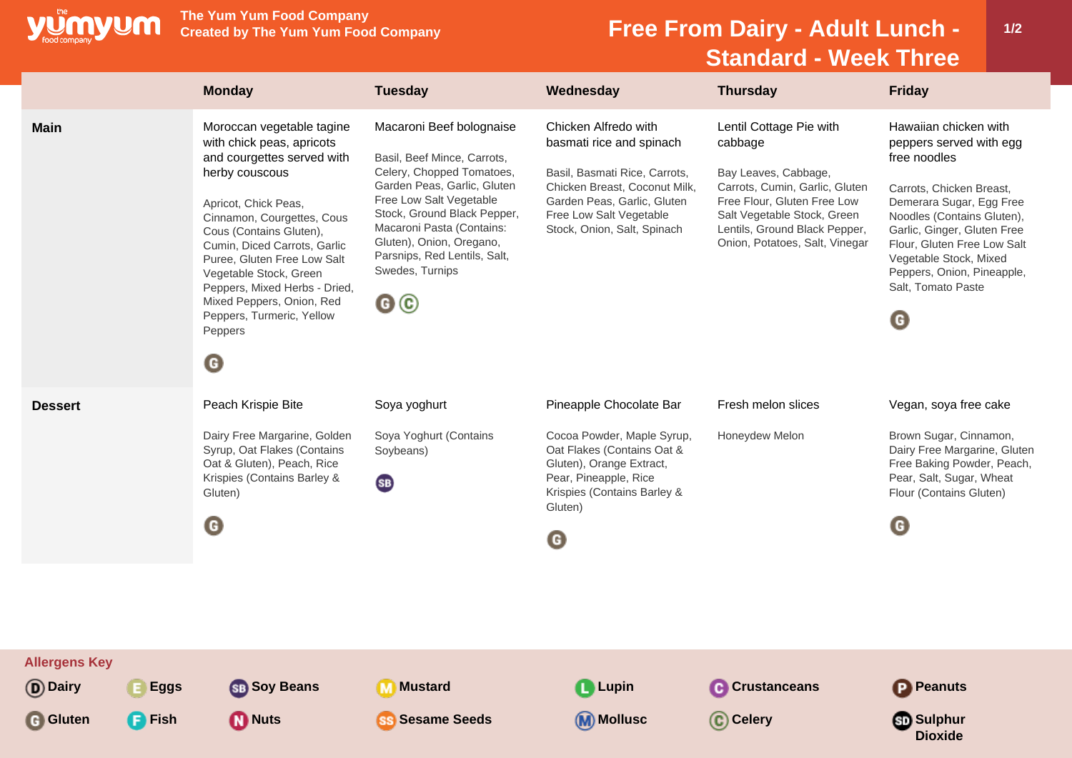**The Yum Yum Food Company**
**Created by The Yum Yum Food Company**

# Free From Dairy - Adult Lunch - Standard - Week Three

| | Monday | Tuesday | Wednesday | Thursday | Friday |
|---|---|---|---|---|---|
| **Main** | Moroccan vegetable tagine with chick peas, apricots and courgettes served with herby couscous<br><br>Apricot, Chick Peas, Cinnamon, Courgettes, Cous Cous (Contains Gluten), Cumin, Diced Carrots, Garlic Puree, Gluten Free Low Salt Vegetable Stock, Green Peppers, Mixed Herbs - Dried, Mixed Peppers, Onion, Red Peppers, Turmeric, Yellow Peppers<br><br>G | Macaroni Beef bolognaise<br><br>Basil, Beef Mince, Carrots, Celery, Chopped Tomatoes, Garden Peas, Garlic, Gluten Free Low Salt Vegetable Stock, Ground Black Pepper, Macaroni Pasta (Contains: Gluten), Onion, Oregano, Parsnips, Red Lentils, Salt, Swedes, Turnips<br><br>G C | Chicken Alfredo with basmati rice and spinach<br><br>Basil, Basmati Rice, Carrots, Chicken Breast, Coconut Milk, Garden Peas, Garlic, Gluten Free Low Salt Vegetable Stock, Onion, Salt, Spinach | Lentil Cottage Pie with cabbage<br><br>Bay Leaves, Cabbage, Carrots, Cumin, Garlic, Gluten Free Flour, Gluten Free Low Salt Vegetable Stock, Green Lentils, Ground Black Pepper, Onion, Potatoes, Salt, Vinegar | Hawaiian chicken with peppers served with egg free noodles<br><br>Carrots, Chicken Breast, Demerara Sugar, Egg Free Noodles (Contains Gluten), Garlic, Ginger, Gluten Free Flour, Gluten Free Low Salt Vegetable Stock, Mixed Peppers, Onion, Pineapple, Salt, Tomato Paste<br><br>G |
| **Dessert** | Peach Krispie Bite<br><br>Dairy Free Margarine, Golden Syrup, Oat Flakes (Contains Oat & Gluten), Peach, Rice Krispies (Contains Barley & Gluten)<br><br>G | Soya yoghurt<br><br>Soya Yoghurt (Contains Soybeans)<br><br>SB | Pineapple Chocolate Bar<br><br>Cocoa Powder, Maple Syrup, Oat Flakes (Contains Oat & Gluten), Orange Extract, Pear, Pineapple, Rice Krispies (Contains Barley & Gluten)<br><br>G | Fresh melon slices<br><br>Honeydew Melon | Vegan, soya free cake<br><br>Brown Sugar, Cinnamon, Dairy Free Margarine, Gluten Free Baking Powder, Peach, Pear, Salt, Sugar, Wheat Flour (Contains Gluten)<br><br>G |

**Allergens Key**

- D Dairy
- E Eggs
- SB Soy Beans
- M Mustard
- L Lupin
- C Crustaceans
- P Peanuts
- G Gluten
- F Fish
- N Nuts
- SS Sesame Seeds
- M Mollusc
- C Celery
- SD Sulphur Dioxide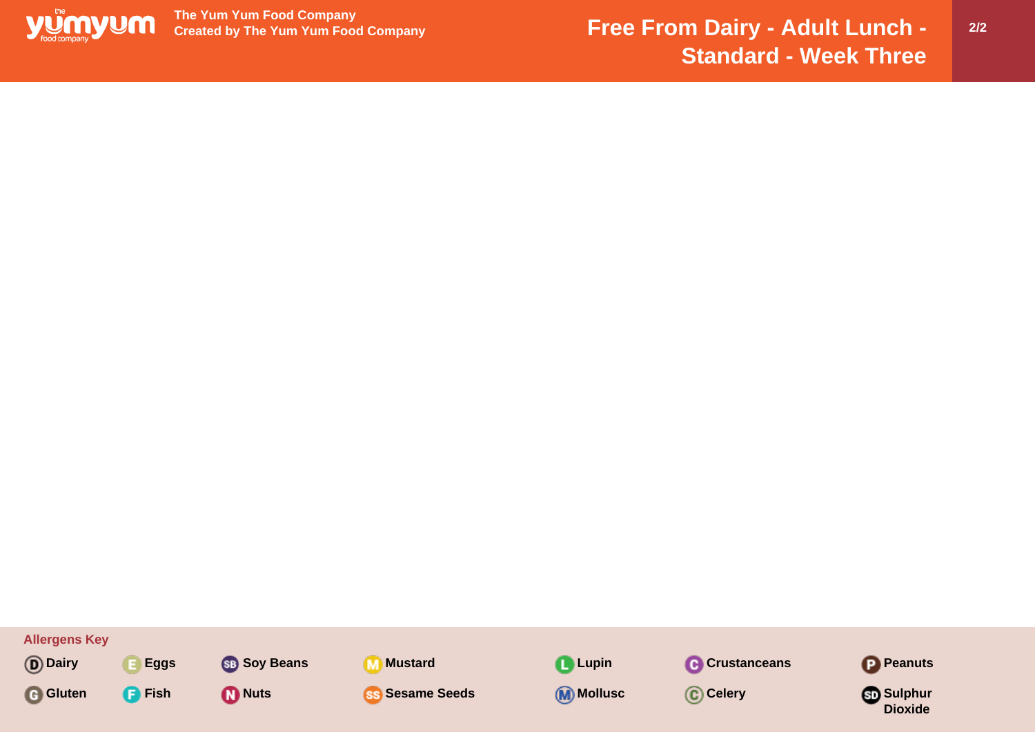**The Yum Yum Food Company**
**Created by The Yum Yum Food Company**

# Free From Dairy - Adult Lunch - Standard - Week Three

**Allergens Key**

| | | | | | | |
|---|---|---|---|---|---|---|
| D Dairy | E Eggs | SB Soy Beans | M Mustard | L Lupin | C Crustanceans | P Peanuts |
| G Gluten | F Fish | N Nuts | SS Sesame Seeds | M Mollusc | C Celery | SD Sulphur Dioxide |